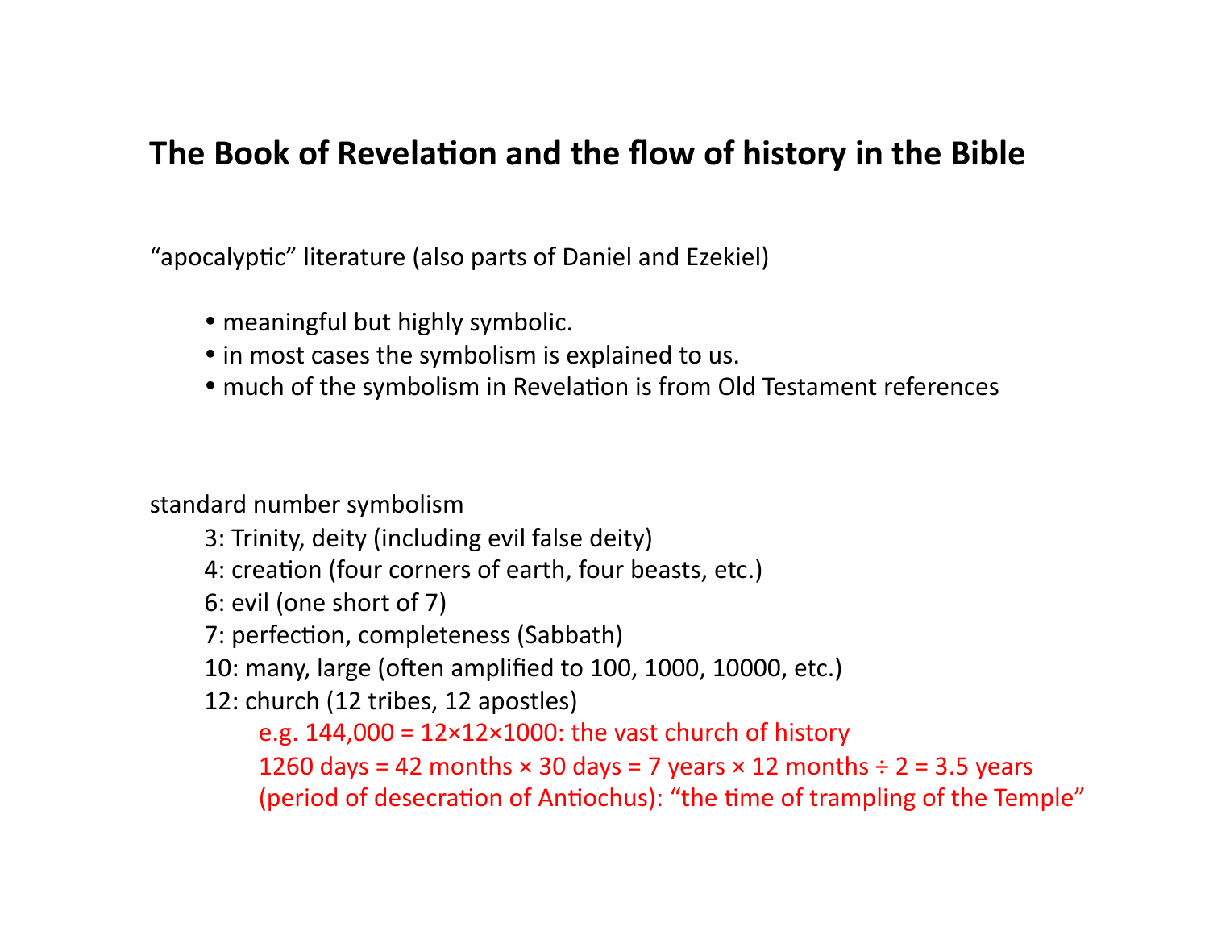# The Book of Revelation and the flow of history in the Bible

"apocalyptic" literature (also parts of Daniel and Ezekiel)

- meaningful but highly symbolic.
- in most cases the symbolism is explained to us.
- much of the symbolism in Revelation is from Old Testament references

standard number symbolism

- 3: Trinity, deity (including evil false deity)
- 4: creation (four corners of earth, four beasts, etc.)
- 6: evil (one short of 7)
- 7: perfection, completeness (Sabbath)
- 10: many, large (often amplified to 100, 1000, 10000, etc.)
- 12: church (12 tribes, 12 apostles)
  - e.g. 144,000 = 12×12×1000: the vast church of history
  - 1260 days = 42 months × 30 days = 7 years × 12 months ÷ 2 = 3.5 years (period of desecration of Antiochus): "the time of trampling of the Temple"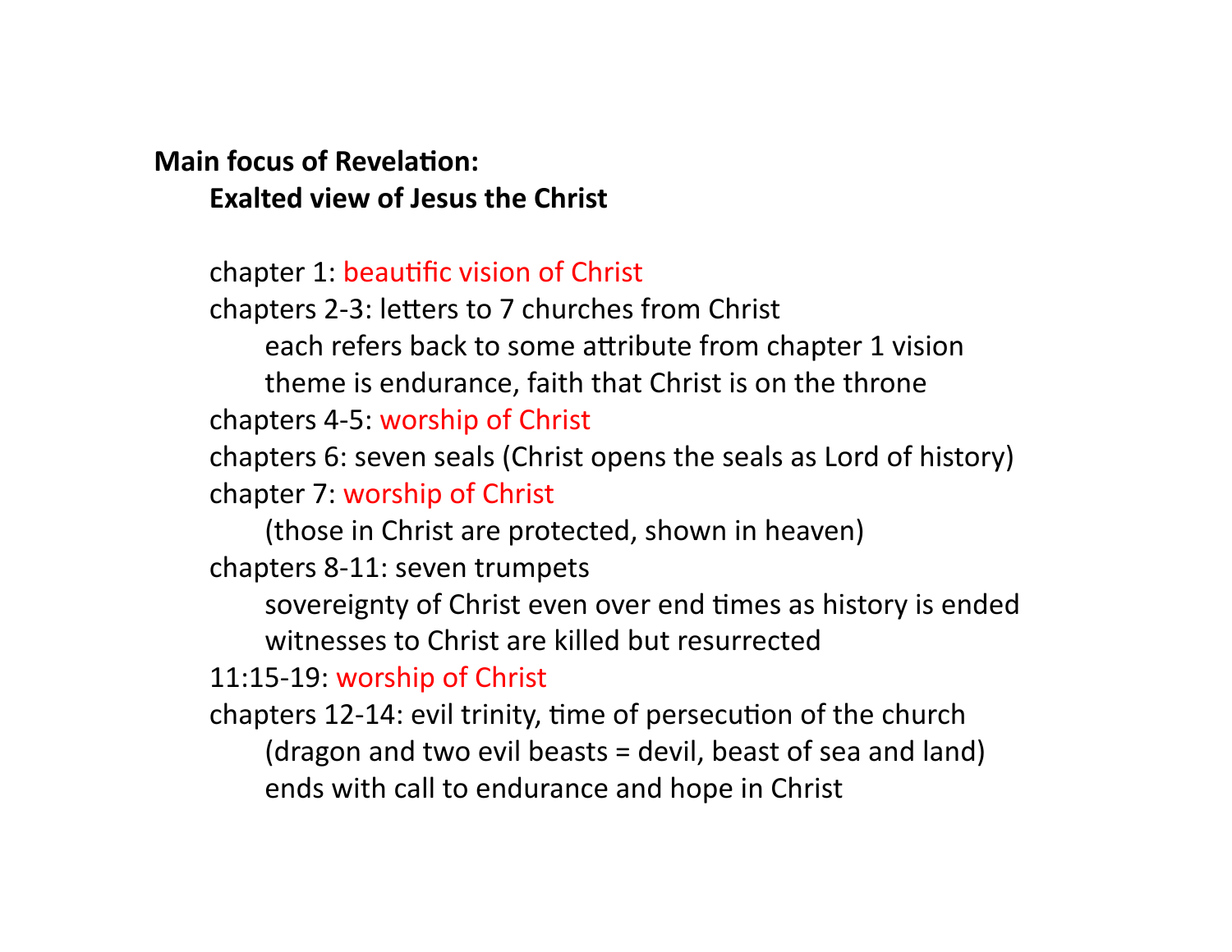**Main focus of Revelation:**

**Exalted view of Jesus the Christ**

chapter 1: beautific vision of Christ

chapters 2-3: letters to 7 churches from Christ

- each refers back to some attribute from chapter 1 vision
- theme is endurance, faith that Christ is on the throne

chapters 4-5: worship of Christ

chapters 6: seven seals (Christ opens the seals as Lord of history)

chapter 7: worship of Christ

- (those in Christ are protected, shown in heaven)

chapters 8-11: seven trumpets

- sovereignty of Christ even over end times as history is ended
- witnesses to Christ are killed but resurrected

11:15-19: worship of Christ

chapters 12-14: evil trinity, time of persecution of the church

- (dragon and two evil beasts = devil, beast of sea and land)
- ends with call to endurance and hope in Christ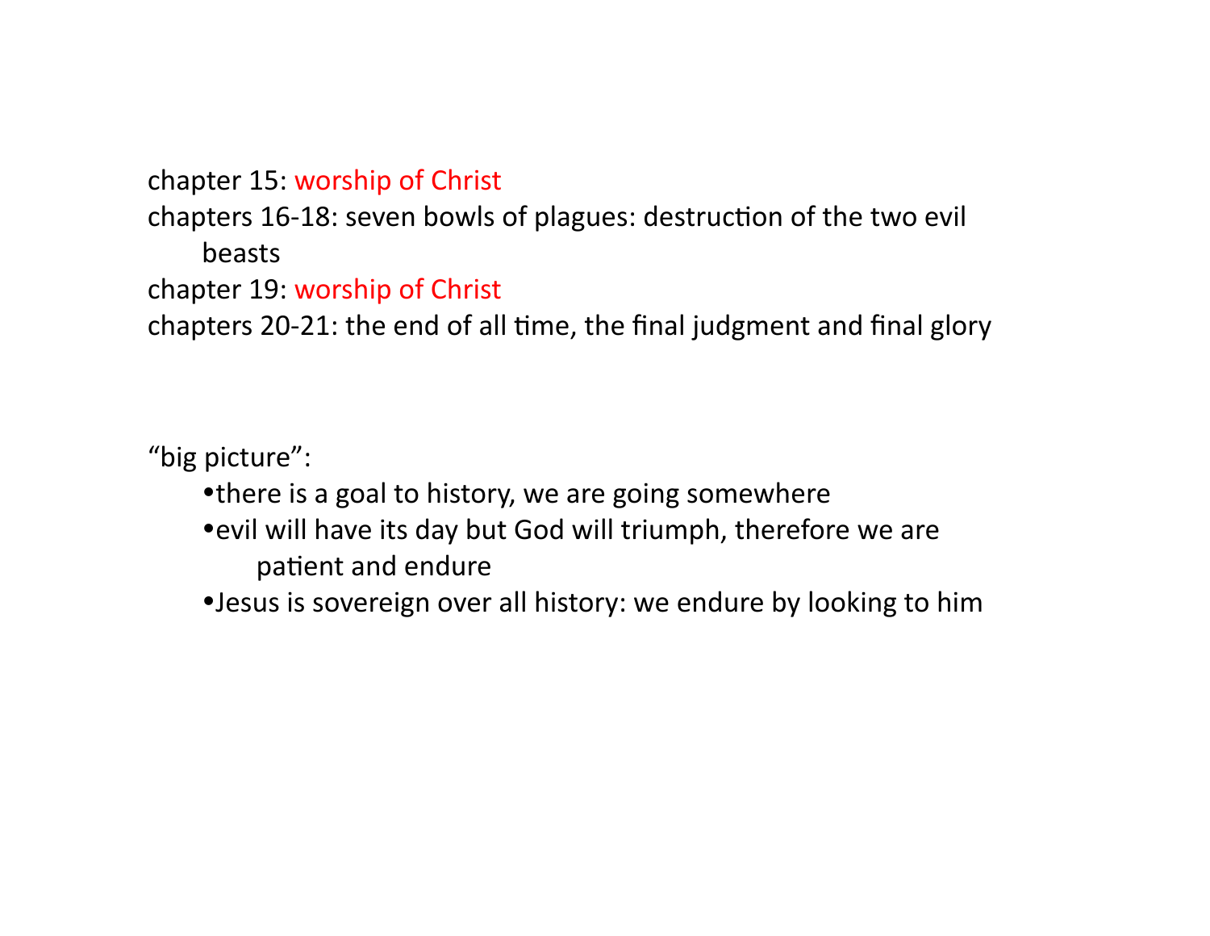chapter 15: worship of Christ
chapters 16-18: seven bowls of plagues: destruction of the two evil beasts
chapter 19: worship of Christ
chapters 20-21: the end of all time, the final judgment and final glory

"big picture":

- there is a goal to history, we are going somewhere
- evil will have its day but God will triumph, therefore we are patient and endure
- Jesus is sovereign over all history: we endure by looking to him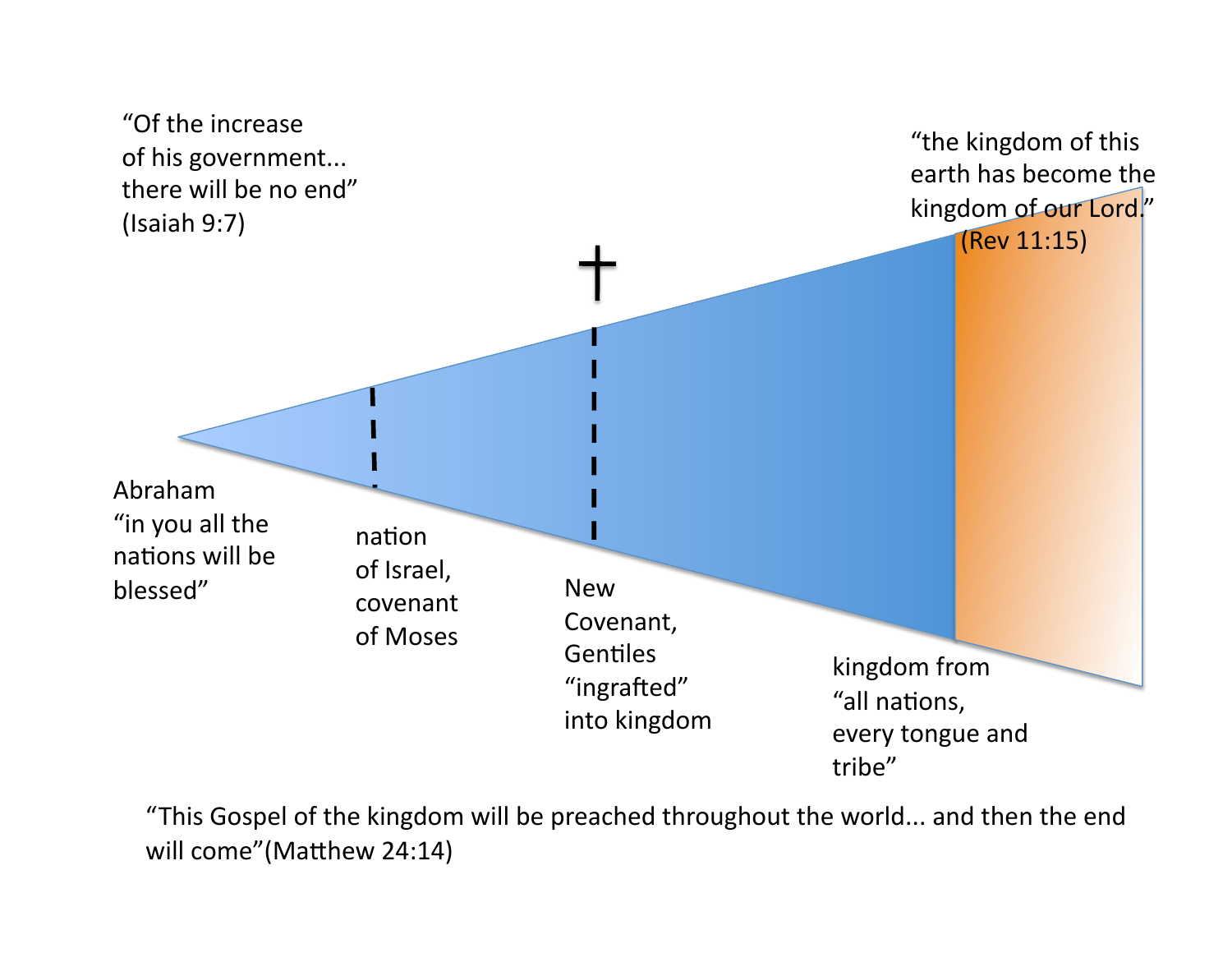"Of the increase of his government... there will be no end" (Isaiah 9:7)

"the kingdom of this earth has become the kingdom of our Lord." (Rev 11:15)

Abraham "in you all the nations will be blessed"

nation of Israel, covenant of Moses

New Covenant, Gentiles "ingrafted" into kingdom

kingdom from "all nations, every tongue and tribe"

"This Gospel of the kingdom will be preached throughout the world... and then the end will come"(Matthew 24:14)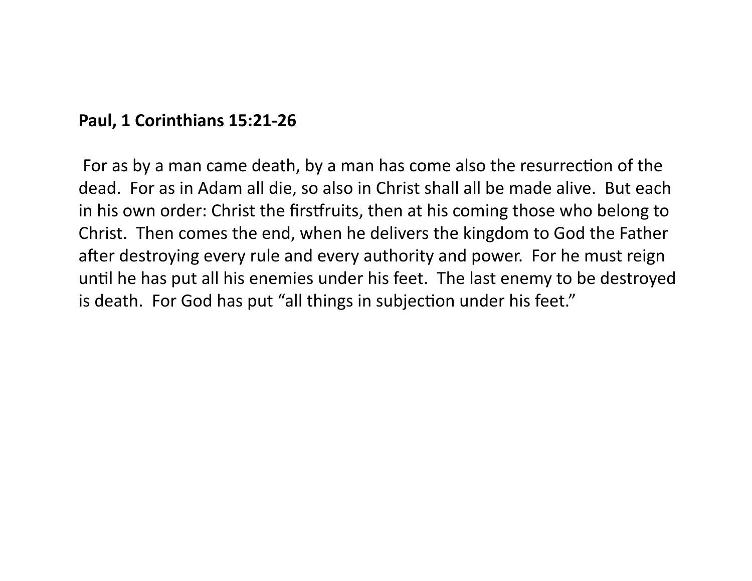**Paul, 1 Corinthians 15:21-26**

For as by a man came death, by a man has come also the resurrection of the dead. For as in Adam all die, so also in Christ shall all be made alive. But each in his own order: Christ the firstfruits, then at his coming those who belong to Christ. Then comes the end, when he delivers the kingdom to God the Father after destroying every rule and every authority and power. For he must reign until he has put all his enemies under his feet. The last enemy to be destroyed is death. For God has put "all things in subjection under his feet."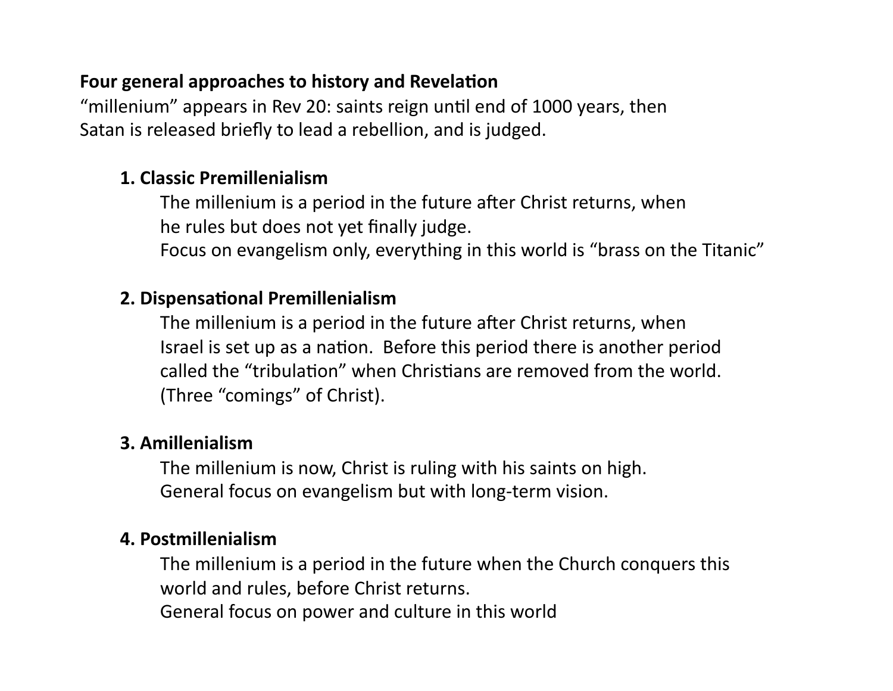**Four general approaches to history and Revelation**

"millenium" appears in Rev 20: saints reign until end of 1000 years, then Satan is released briefly to lead a rebellion, and is judged.

**1. Classic Premillenialism**

The millenium is a period in the future after Christ returns, when he rules but does not yet finally judge.
Focus on evangelism only, everything in this world is "brass on the Titanic"

**2. Dispensational Premillenialism**

The millenium is a period in the future after Christ returns, when Israel is set up as a nation. Before this period there is another period called the "tribulation" when Christians are removed from the world. (Three "comings" of Christ).

**3. Amillenialism**

The millenium is now, Christ is ruling with his saints on high.
General focus on evangelism but with long-term vision.

**4. Postmillenialism**

The millenium is a period in the future when the Church conquers this world and rules, before Christ returns.
General focus on power and culture in this world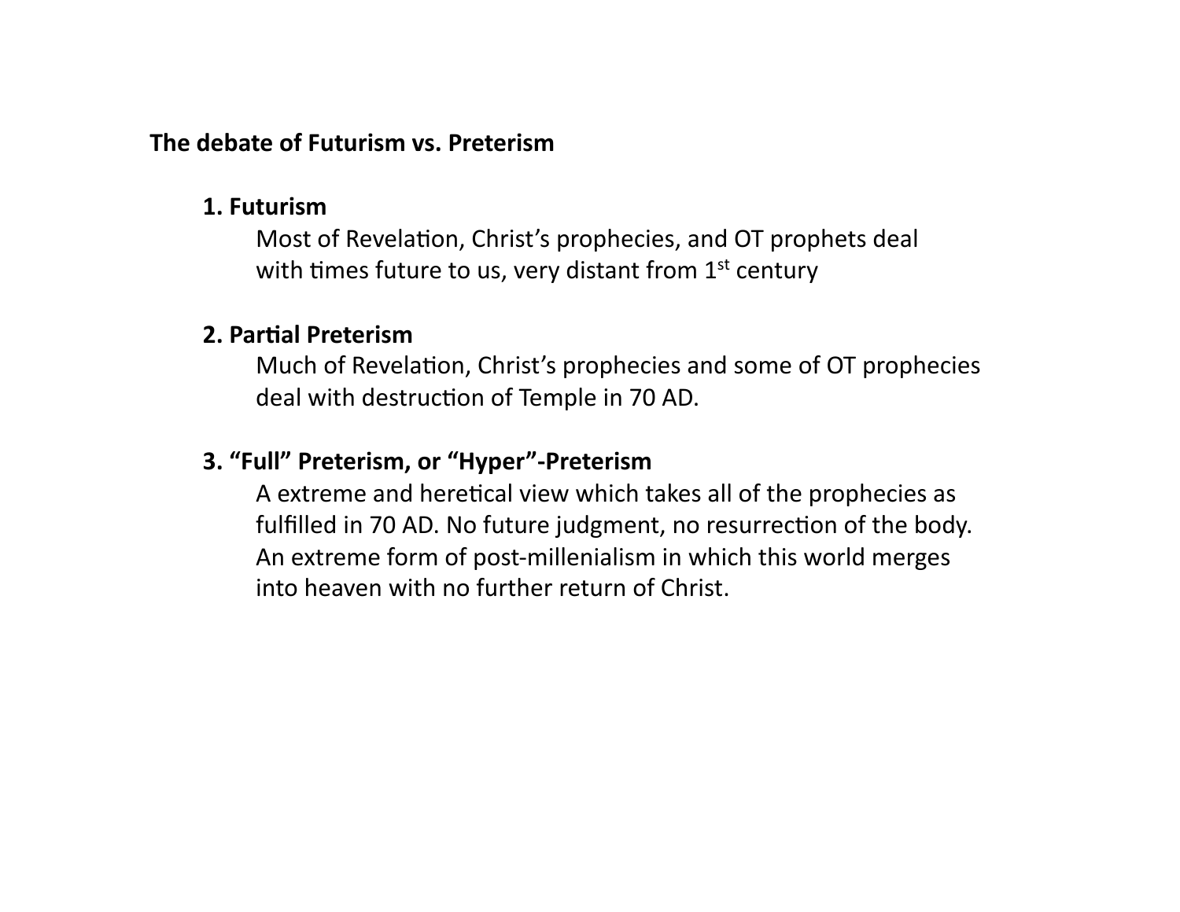## The debate of Futurism vs. Preterism

### 1. Futurism

Most of Revelation, Christ's prophecies, and OT prophets deal with times future to us, very distant from 1st century

### 2. Partial Preterism

Much of Revelation, Christ's prophecies and some of OT prophecies deal with destruction of Temple in 70 AD.

### 3. "Full" Preterism, or "Hyper"-Preterism

A extreme and heretical view which takes all of the prophecies as fulfilled in 70 AD. No future judgment, no resurrection of the body. An extreme form of post-millenialism in which this world merges into heaven with no further return of Christ.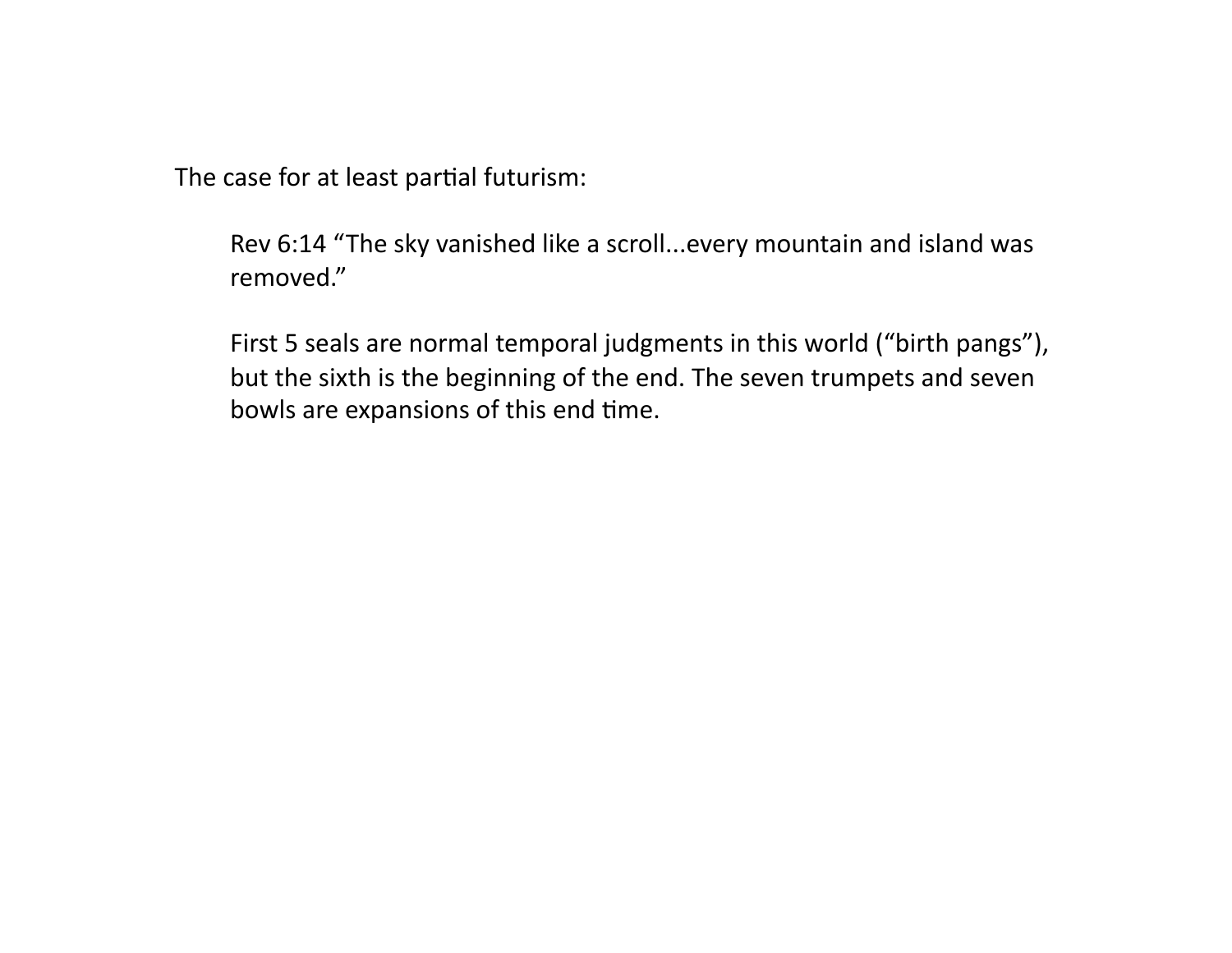The case for at least partial futurism:

> Rev 6:14 "The sky vanished like a scroll...every mountain and island was removed."
>
> First 5 seals are normal temporal judgments in this world ("birth pangs"), but the sixth is the beginning of the end. The seven trumpets and seven bowls are expansions of this end time.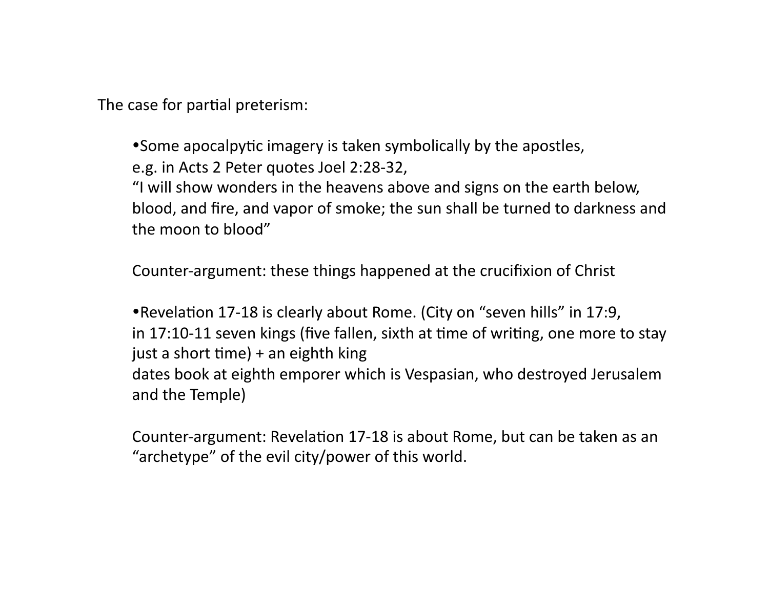The case for partial preterism:

- Some apocalpytic imagery is taken symbolically by the apostles, e.g. in Acts 2 Peter quotes Joel 2:28-32, "I will show wonders in the heavens above and signs on the earth below, blood, and fire, and vapor of smoke; the sun shall be turned to darkness and the moon to blood"

  Counter-argument: these things happened at the crucifixion of Christ

- Revelation 17-18 is clearly about Rome. (City on "seven hills" in 17:9, in 17:10-11 seven kings (five fallen, sixth at time of writing, one more to stay just a short time) + an eighth king dates book at eighth emporer which is Vespasian, who destroyed Jerusalem and the Temple)

  Counter-argument: Revelation 17-18 is about Rome, but can be taken as an "archetype" of the evil city/power of this world.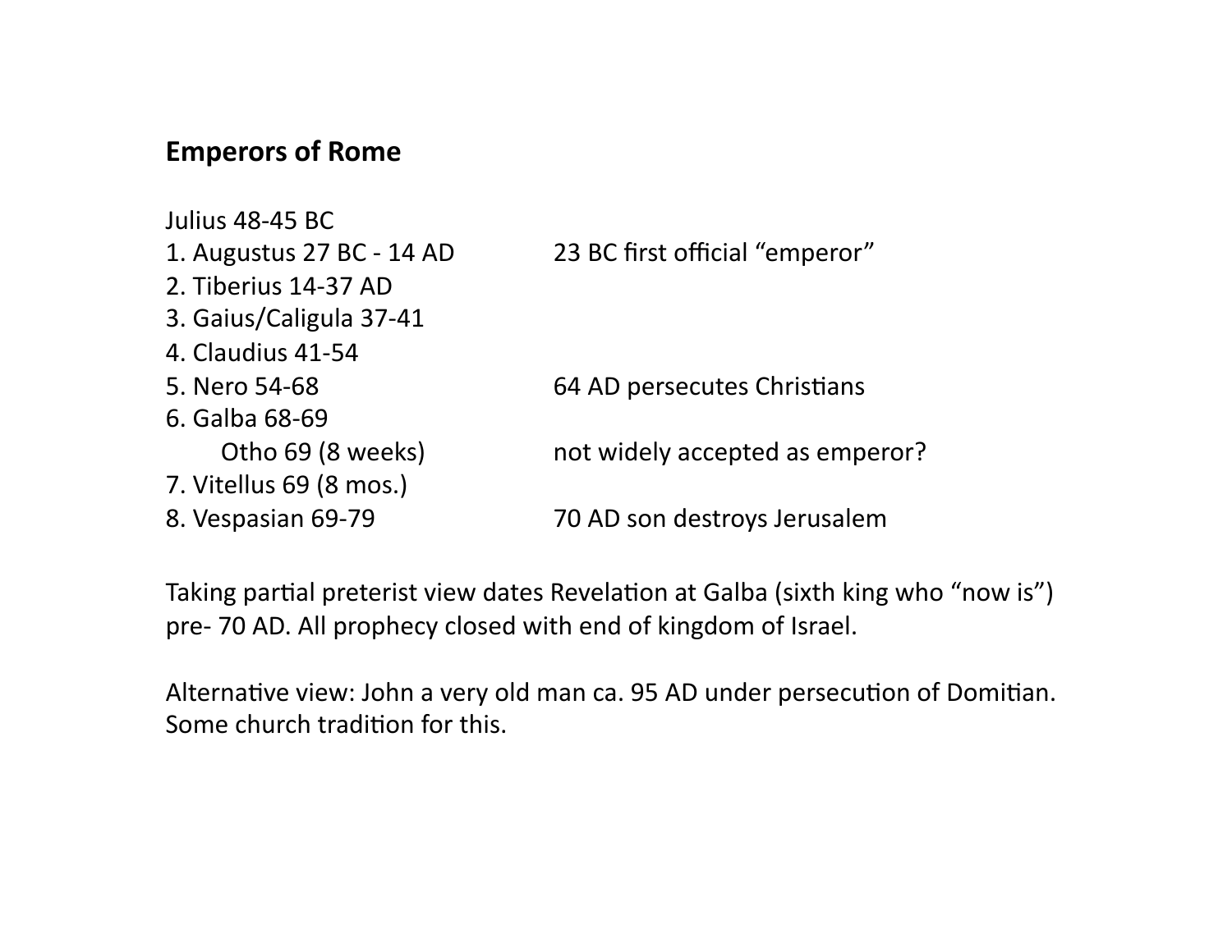**Emperors of Rome**

| | |
|---|---|
| Julius 48-45 BC | |
| 1. Augustus 27 BC - 14 AD | 23 BC first official "emperor" |
| 2. Tiberius 14-37 AD | |
| 3. Gaius/Caligula 37-41 | |
| 4. Claudius 41-54 | |
| 5. Nero 54-68 | 64 AD persecutes Christians |
| 6. Galba 68-69 | |
| Otho 69 (8 weeks) | not widely accepted as emperor? |
| 7. Vitellus 69 (8 mos.) | |
| 8. Vespasian 69-79 | 70 AD son destroys Jerusalem |

Taking partial preterist view dates Revelation at Galba (sixth king who "now is") pre- 70 AD. All prophecy closed with end of kingdom of Israel.

Alternative view: John a very old man ca. 95 AD under persecution of Domitian. Some church tradition for this.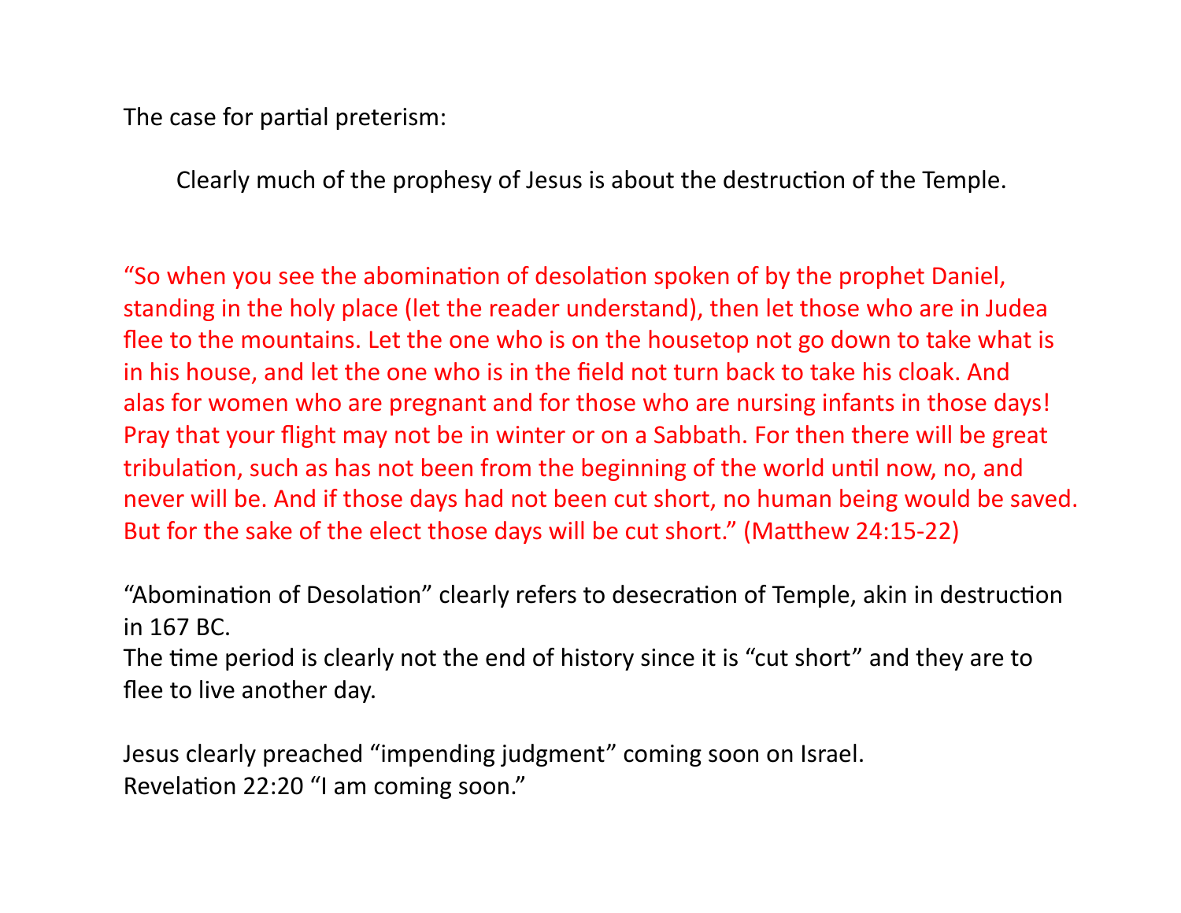The case for partial preterism:

> Clearly much of the prophesy of Jesus is about the destruction of the Temple.

"So when you see the abomination of desolation spoken of by the prophet Daniel, standing in the holy place (let the reader understand), then let those who are in Judea flee to the mountains. Let the one who is on the housetop not go down to take what is in his house, and let the one who is in the field not turn back to take his cloak. And alas for women who are pregnant and for those who are nursing infants in those days! Pray that your flight may not be in winter or on a Sabbath. For then there will be great tribulation, such as has not been from the beginning of the world until now, no, and never will be. And if those days had not been cut short, no human being would be saved. But for the sake of the elect those days will be cut short." (Matthew 24:15-22)

"Abomination of Desolation" clearly refers to desecration of Temple, akin in destruction in 167 BC.
The time period is clearly not the end of history since it is "cut short" and they are to flee to live another day.

Jesus clearly preached "impending judgment" coming soon on Israel.
Revelation 22:20 "I am coming soon."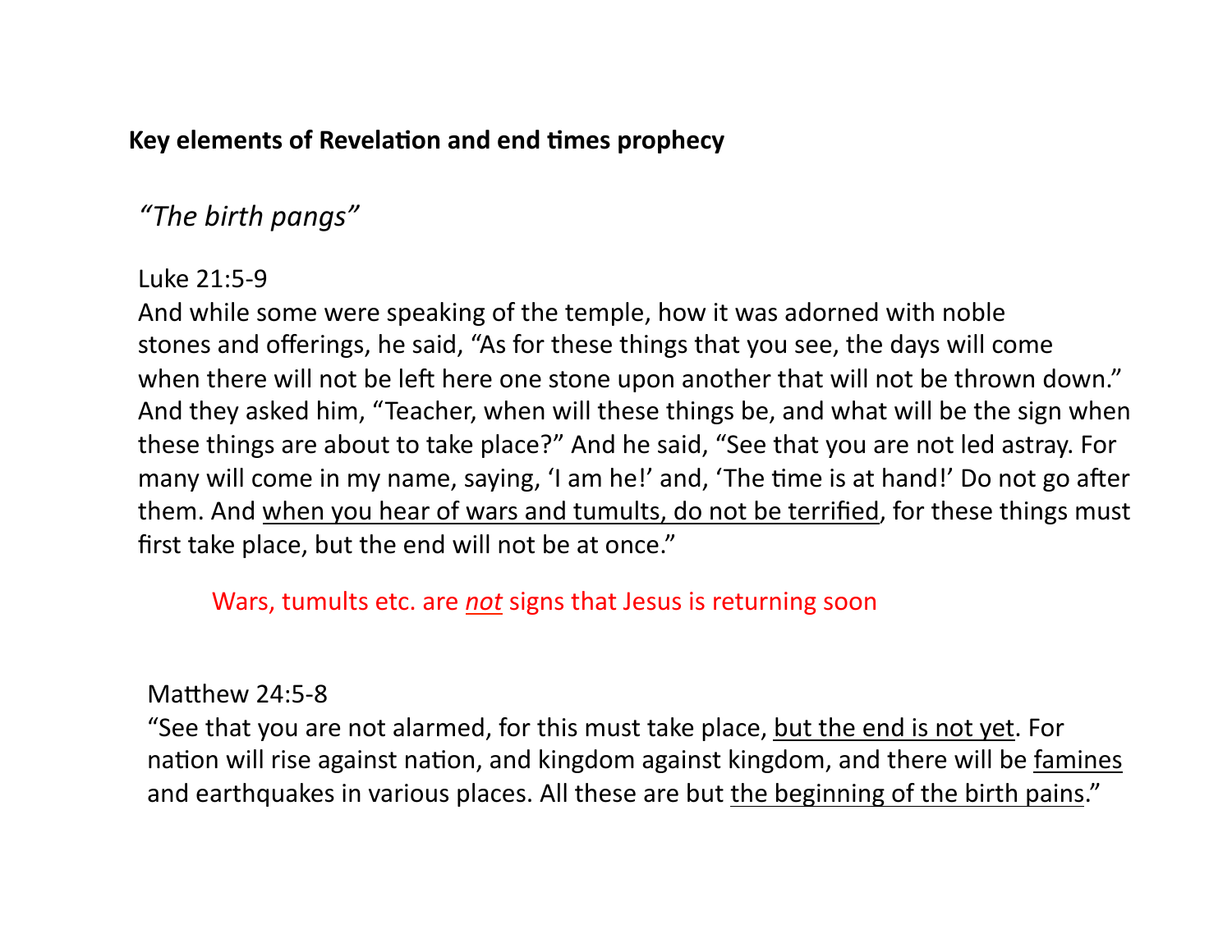**Key elements of Revelation and end times prophecy**

*"The birth pangs"*

Luke 21:5-9
And while some were speaking of the temple, how it was adorned with noble stones and offerings, he said, "As for these things that you see, the days will come when there will not be left here one stone upon another that will not be thrown down." And they asked him, "Teacher, when will these things be, and what will be the sign when these things are about to take place?" And he said, "See that you are not led astray. For many will come in my name, saying, 'I am he!' and, 'The time is at hand!' Do not go after them. And <u>when you hear of wars and tumults, do not be terrified</u>, for these things must first take place, but the end will not be at once."

Wars, tumults etc. are ***not*** signs that Jesus is returning soon

Matthew 24:5-8
"See that you are not alarmed, for this must take place, <u>but the end is not yet</u>. For nation will rise against nation, and kingdom against kingdom, and there will be <u>famines</u> and earthquakes in various places. All these are but <u>the beginning of the birth pains</u>."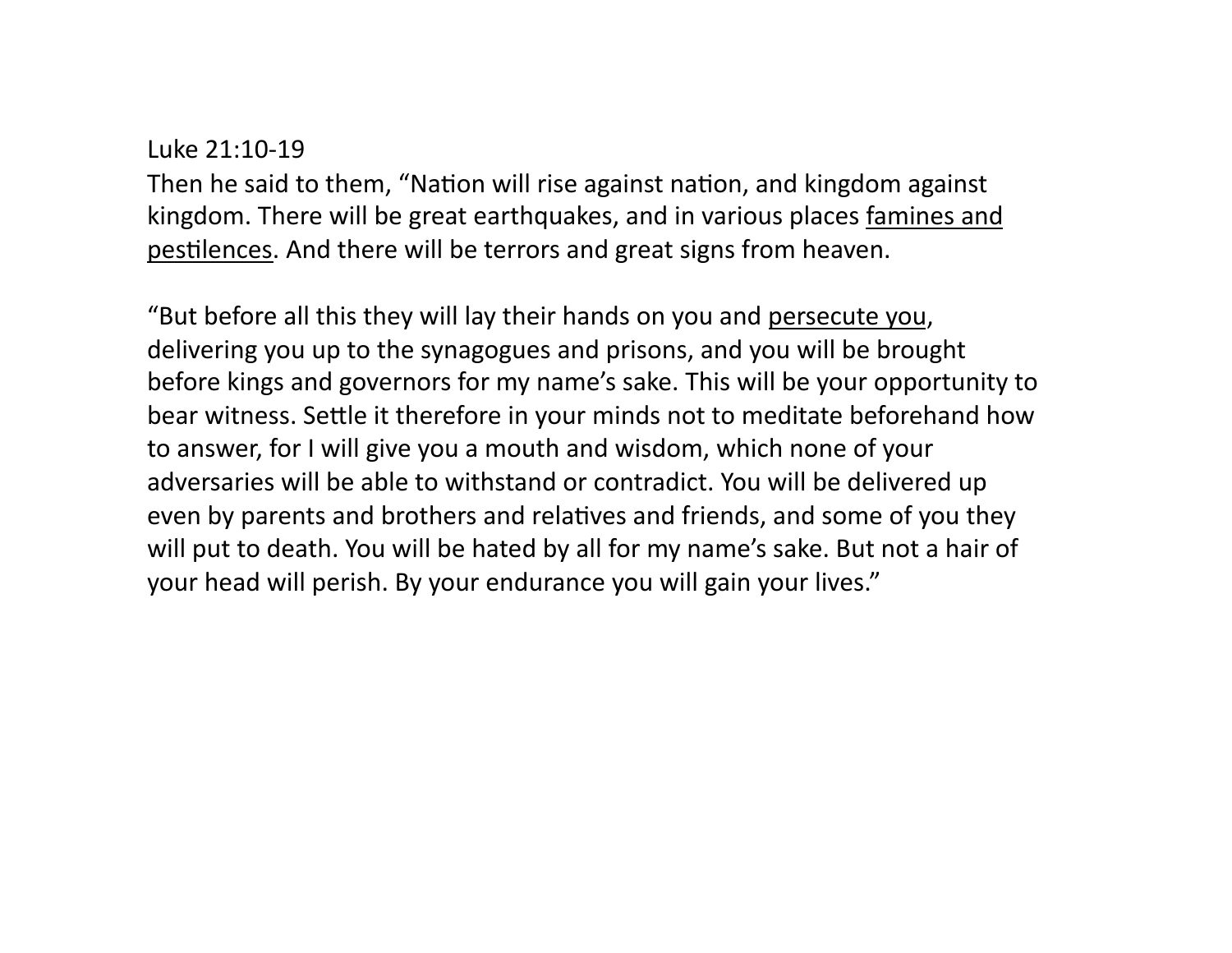Luke 21:10-19

Then he said to them, “Nation will rise against nation, and kingdom against kingdom. There will be great earthquakes, and in various places <u>famines and pestilences</u>. And there will be terrors and great signs from heaven.

“But before all this they will lay their hands on you and <u>persecute you</u>, delivering you up to the synagogues and prisons, and you will be brought before kings and governors for my name’s sake. This will be your opportunity to bear witness. Settle it therefore in your minds not to meditate beforehand how to answer, for I will give you a mouth and wisdom, which none of your adversaries will be able to withstand or contradict. You will be delivered up even by parents and brothers and relatives and friends, and some of you they will put to death. You will be hated by all for my name’s sake. But not a hair of your head will perish. By your endurance you will gain your lives.”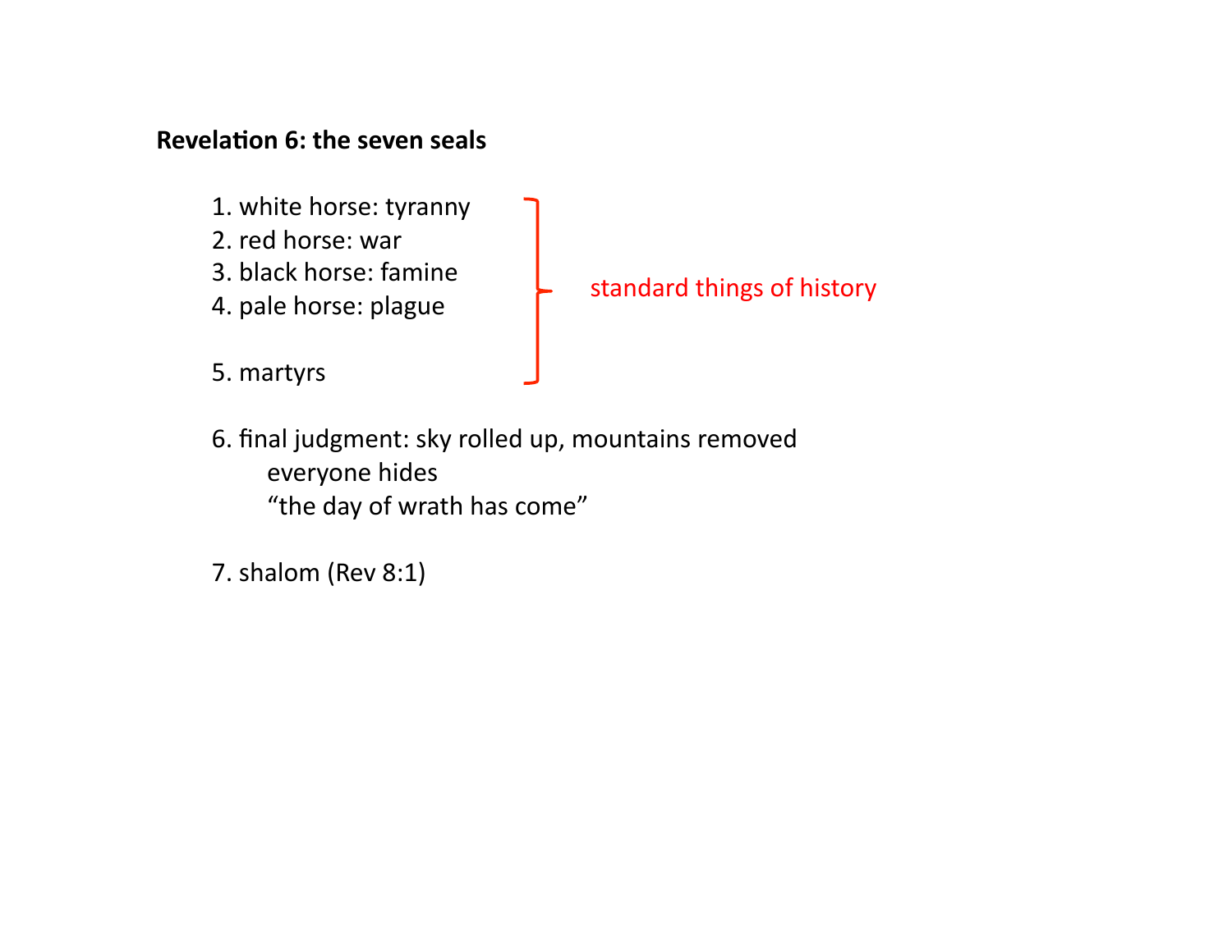**Revelation 6: the seven seals**

1. white horse: tyranny
2. red horse: war
3. black horse: famine
4. pale horse: plague

5. martyrs

} standard things of history (seals 1–5)

6. final judgment: sky rolled up, mountains removed
   everyone hides
   "the day of wrath has come"

7. shalom (Rev 8:1)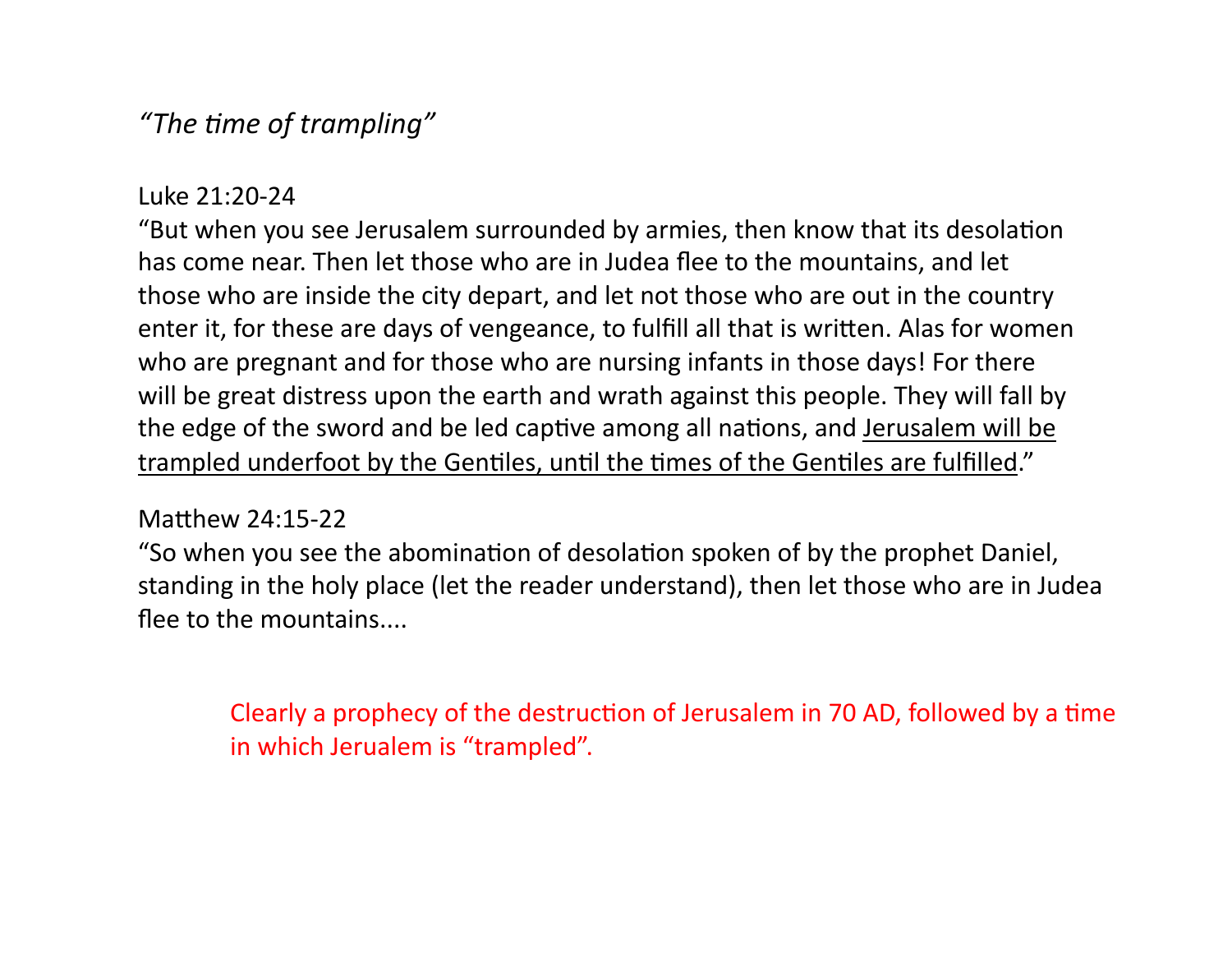*“The time of trampling”*

Luke 21:20-24

“But when you see Jerusalem surrounded by armies, then know that its desolation has come near. Then let those who are in Judea flee to the mountains, and let those who are inside the city depart, and let not those who are out in the country enter it, for these are days of vengeance, to fulfill all that is written. Alas for women who are pregnant and for those who are nursing infants in those days! For there will be great distress upon the earth and wrath against this people. They will fall by the edge of the sword and be led captive among all nations, and <u>Jerusalem will be trampled underfoot by the Gentiles, until the times of the Gentiles are fulfilled</u>.”

Matthew 24:15-22

“So when you see the abomination of desolation spoken of by the prophet Daniel, standing in the holy place (let the reader understand), then let those who are in Judea flee to the mountains....

Clearly a prophecy of the destruction of Jerusalem in 70 AD, followed by a time in which Jerualem is “trampled”.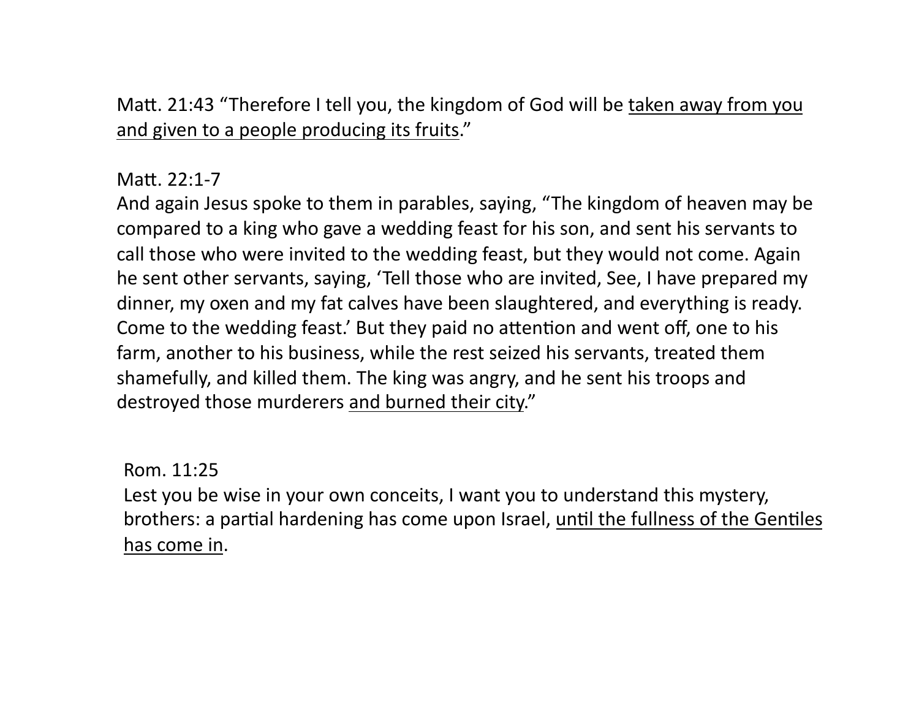Matt. 21:43 “Therefore I tell you, the kingdom of God will be <u>taken away from you and given to a people producing its fruits</u>.”

Matt. 22:1-7
And again Jesus spoke to them in parables, saying, “The kingdom of heaven may be compared to a king who gave a wedding feast for his son, and sent his servants to call those who were invited to the wedding feast, but they would not come. Again he sent other servants, saying, ‘Tell those who are invited, See, I have prepared my dinner, my oxen and my fat calves have been slaughtered, and everything is ready. Come to the wedding feast.’ But they paid no attention and went off, one to his farm, another to his business, while the rest seized his servants, treated them shamefully, and killed them. The king was angry, and he sent his troops and destroyed those murderers <u>and burned their city</u>.”

Rom. 11:25
Lest you be wise in your own conceits, I want you to understand this mystery, brothers: a partial hardening has come upon Israel, <u>until the fullness of the Gentiles has come in</u>.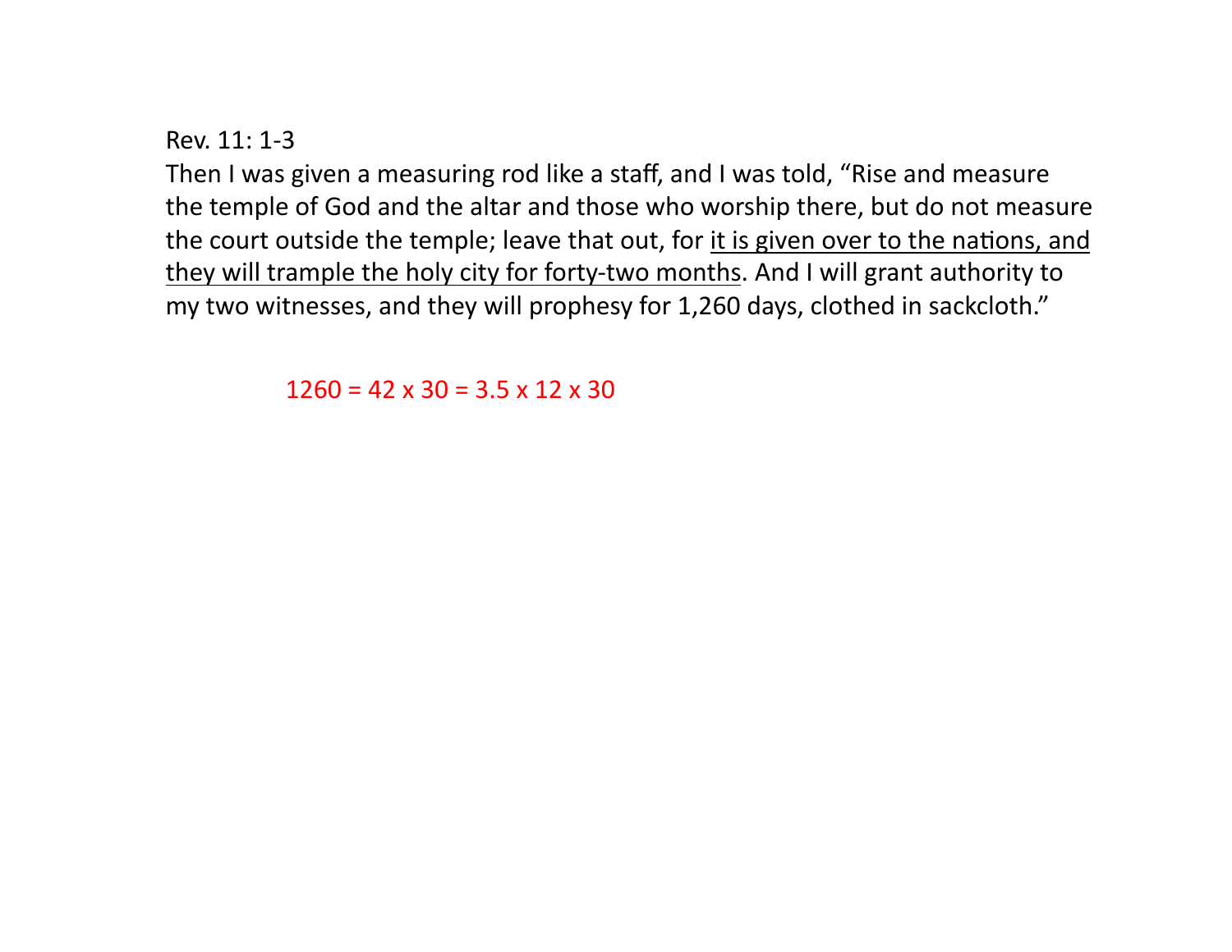Rev. 11: 1-3

Then I was given a measuring rod like a staff, and I was told, “Rise and measure the temple of God and the altar and those who worship there, but do not measure the court outside the temple; leave that out, for <u>it is given over to the nations, and they will trample the holy city for forty-two months</u>. And I will grant authority to my two witnesses, and they will prophesy for 1,260 days, clothed in sackcloth.”

$1260 = 42 \times 30 = 3.5 \times 12 \times 30$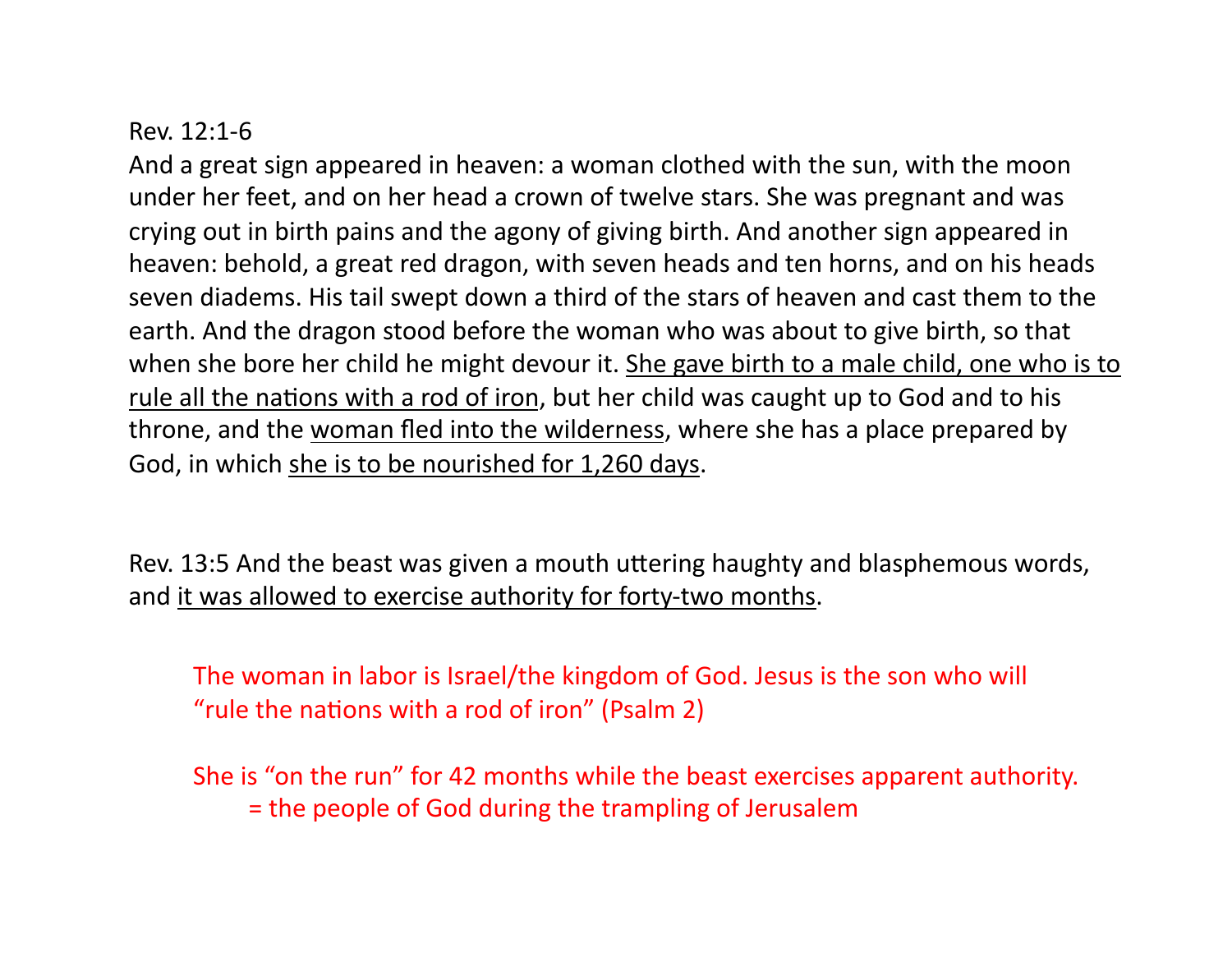Rev. 12:1-6

And a great sign appeared in heaven: a woman clothed with the sun, with the moon under her feet, and on her head a crown of twelve stars. She was pregnant and was crying out in birth pains and the agony of giving birth. And another sign appeared in heaven: behold, a great red dragon, with seven heads and ten horns, and on his heads seven diadems. His tail swept down a third of the stars of heaven and cast them to the earth. And the dragon stood before the woman who was about to give birth, so that when she bore her child he might devour it. <u>She gave birth to a male child, one who is to rule all the nations with a rod of iron</u>, but her child was caught up to God and to his throne, and the <u>woman fled into the wilderness</u>, where she has a place prepared by God, in which <u>she is to be nourished for 1,260 days</u>.

Rev. 13:5 And the beast was given a mouth uttering haughty and blasphemous words, and <u>it was allowed to exercise authority for forty-two months</u>.

The woman in labor is Israel/the kingdom of God. Jesus is the son who will "rule the nations with a rod of iron" (Psalm 2)

She is "on the run" for 42 months while the beast exercises apparent authority.
= the people of God during the trampling of Jerusalem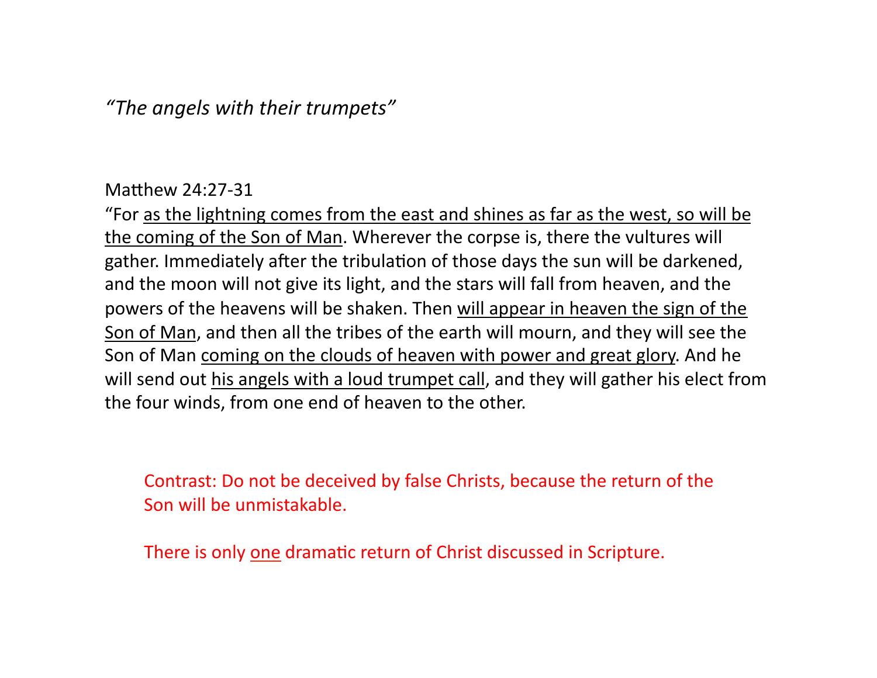*“The angels with their trumpets”*

Matthew 24:27-31

“For <u>as the lightning comes from the east and shines as far as the west, so will be the coming of the Son of Man</u>. Wherever the corpse is, there the vultures will gather. Immediately after the tribulation of those days the sun will be darkened, and the moon will not give its light, and the stars will fall from heaven, and the powers of the heavens will be shaken. Then <u>will appear in heaven the sign of the Son of Man</u>, and then all the tribes of the earth will mourn, and they will see the Son of Man <u>coming on the clouds of heaven with power and great glory</u>. And he will send out <u>his angels with a loud trumpet call</u>, and they will gather his elect from the four winds, from one end of heaven to the other.

Contrast: Do not be deceived by false Christs, because the return of the Son will be unmistakable.

There is only <u>one</u> dramatic return of Christ discussed in Scripture.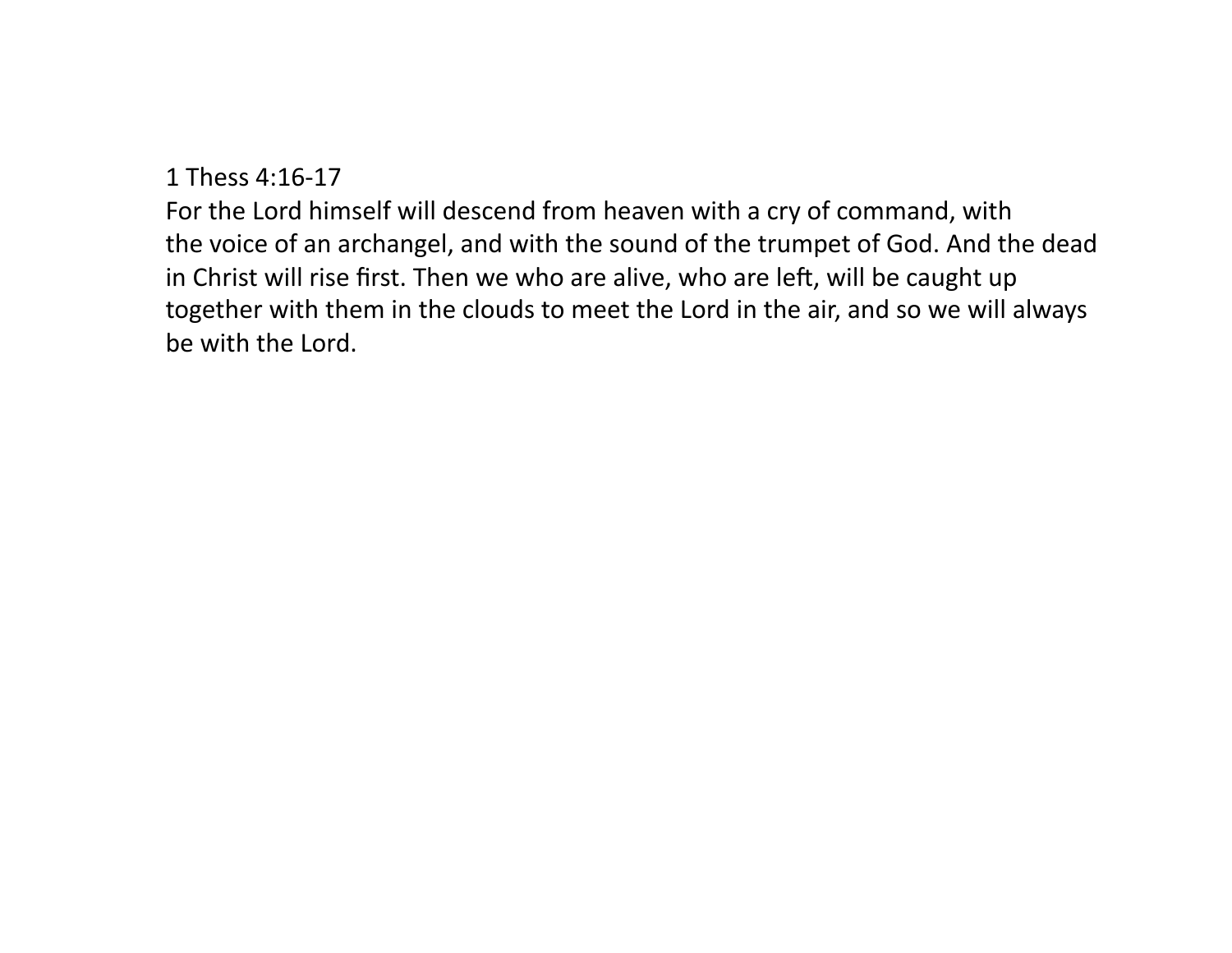1 Thess 4:16-17

For the Lord himself will descend from heaven with a cry of command, with the voice of an archangel, and with the sound of the trumpet of God. And the dead in Christ will rise first. Then we who are alive, who are left, will be caught up together with them in the clouds to meet the Lord in the air, and so we will always be with the Lord.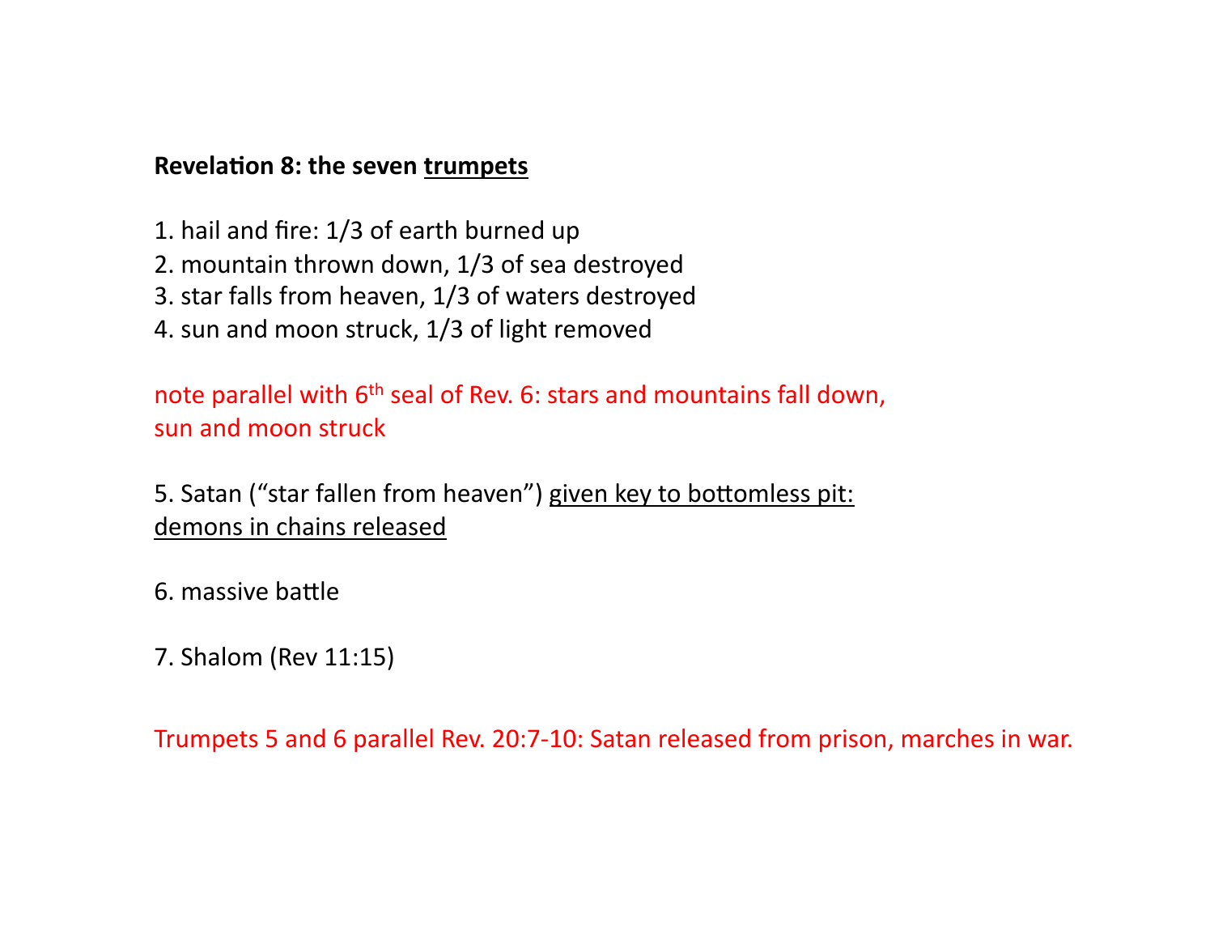**Revelation 8: the seven <u>trumpets</u>**

1. hail and fire: 1/3 of earth burned up
2. mountain thrown down, 1/3 of sea destroyed
3. star falls from heaven, 1/3 of waters destroyed
4. sun and moon struck, 1/3 of light removed

note parallel with 6th seal of Rev. 6: stars and mountains fall down, sun and moon struck

5. Satan ("star fallen from heaven") <u>given key to bottomless pit: demons in chains released</u>

6. massive battle

7. Shalom (Rev 11:15)

Trumpets 5 and 6 parallel Rev. 20:7-10: Satan released from prison, marches in war.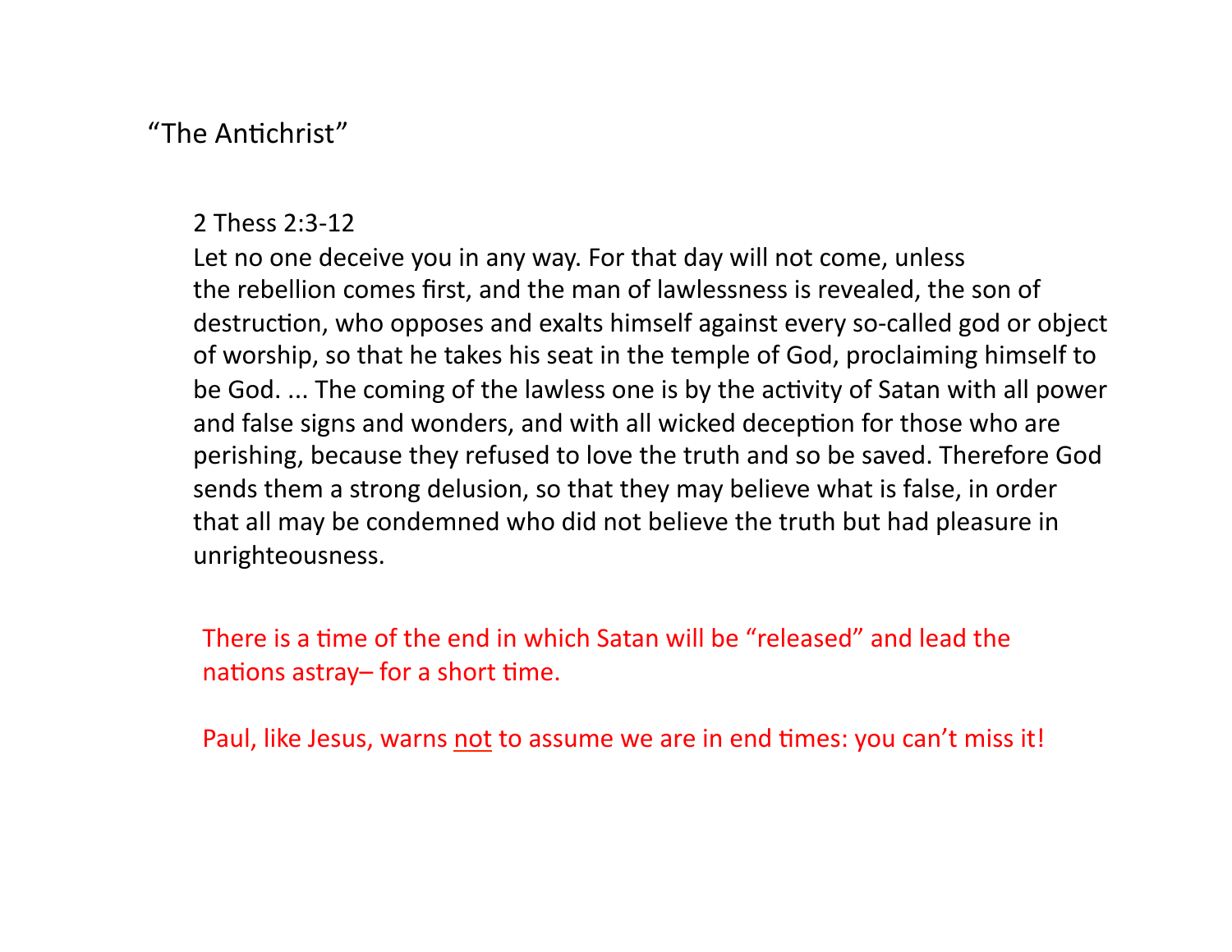## “The Antichrist”

2 Thess 2:3-12

Let no one deceive you in any way. For that day will not come, unless the rebellion comes first, and the man of lawlessness is revealed, the son of destruction, who opposes and exalts himself against every so-called god or object of worship, so that he takes his seat in the temple of God, proclaiming himself to be God. ... The coming of the lawless one is by the activity of Satan with all power and false signs and wonders, and with all wicked deception for those who are perishing, because they refused to love the truth and so be saved. Therefore God sends them a strong delusion, so that they may believe what is false, in order that all may be condemned who did not believe the truth but had pleasure in unrighteousness.

There is a time of the end in which Satan will be “released” and lead the nations astray– for a short time.

Paul, like Jesus, warns <u>not</u> to assume we are in end times: you can’t miss it!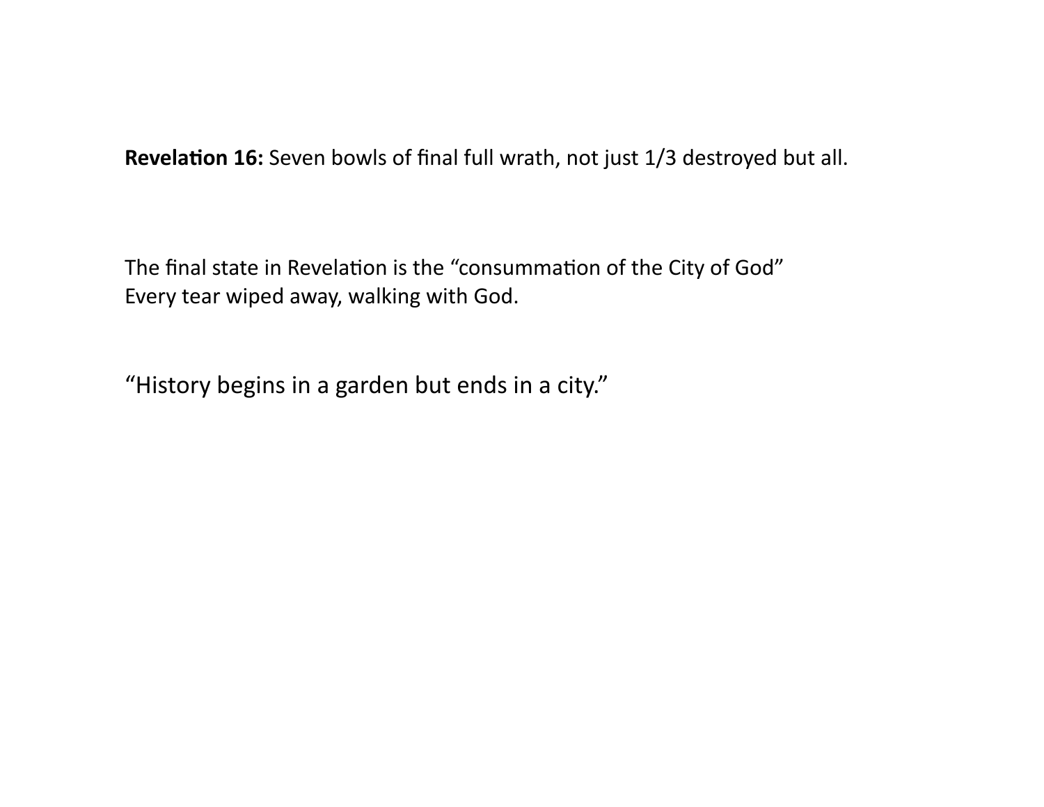**Revelation 16:** Seven bowls of final full wrath, not just 1/3 destroyed but all.

The final state in Revelation is the "consummation of the City of God"
Every tear wiped away, walking with God.

"History begins in a garden but ends in a city."